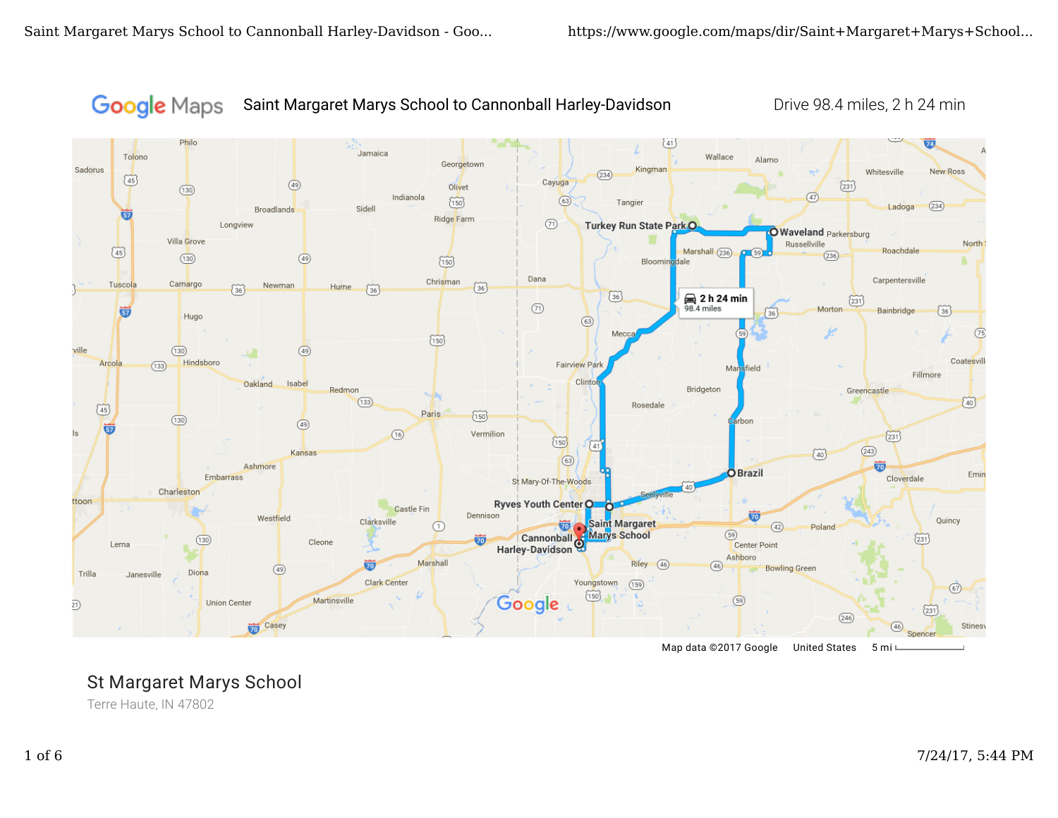Google Maps Saint Margaret Marys School to Cannonball Harley-Davidson Drive 98.4 miles, 2 h 24 min

Map data ©2017 Google United States 5 mi

## St Margaret Marys School

Terre Haute, IN 47802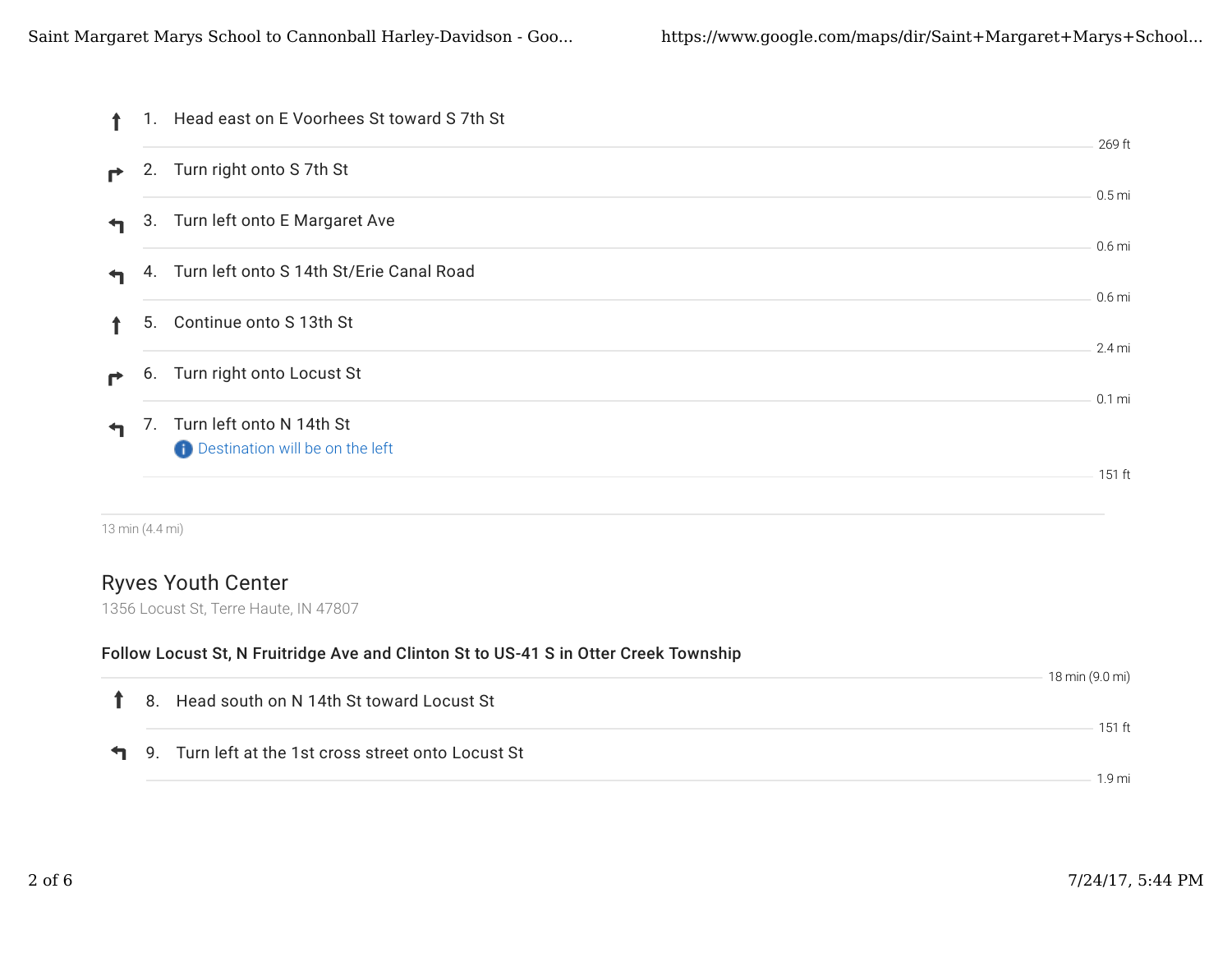1. Head east on E Voorhees St toward S 7th St

   269 ft

2. Turn right onto S 7th St

   0.5 mi

3. Turn left onto E Margaret Ave

   0.6 mi

4. Turn left onto S 14th St/Erie Canal Road

   0.6 mi

5. Continue onto S 13th St

   2.4 mi

6. Turn right onto Locust St

   0.1 mi

7. Turn left onto N 14th St

   Destination will be on the left

   151 ft

13 min (4.4 mi)

## Ryves Youth Center

1356 Locust St, Terre Haute, IN 47807

**Follow Locust St, N Fruitridge Ave and Clinton St to US-41 S in Otter Creek Township**

18 min (9.0 mi)

8. Head south on N 14th St toward Locust St

   151 ft

9. Turn left at the 1st cross street onto Locust St

   1.9 mi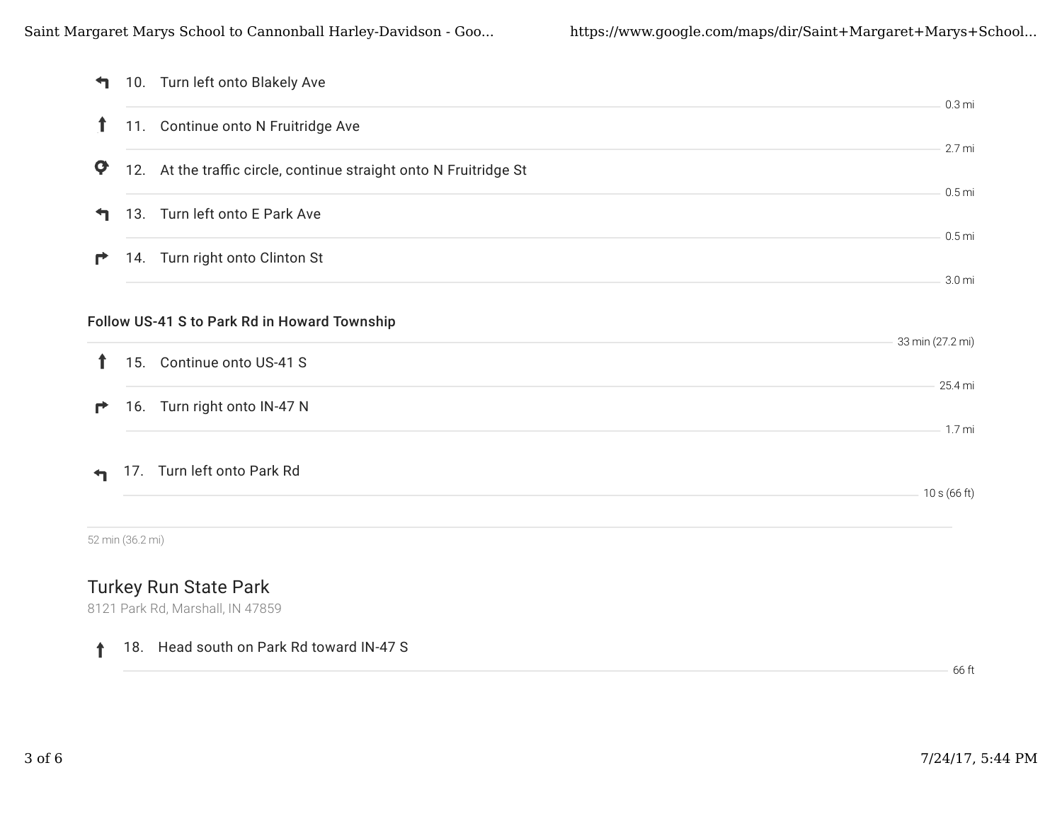10. Turn left onto Blakely Ave

    0.3 mi

11. Continue onto N Fruitridge Ave

    2.7 mi

12. At the traffic circle, continue straight onto N Fruitridge St

    0.5 mi

13. Turn left onto E Park Ave

    0.5 mi

14. Turn right onto Clinton St

    3.0 mi

**Follow US-41 S to Park Rd in Howard Township**

33 min (27.2 mi)

15. Continue onto US-41 S

    25.4 mi

16. Turn right onto IN-47 N

    1.7 mi

17. Turn left onto Park Rd

    10 s (66 ft)

52 min (36.2 mi)

## Turkey Run State Park

8121 Park Rd, Marshall, IN 47859

18. Head south on Park Rd toward IN-47 S

    66 ft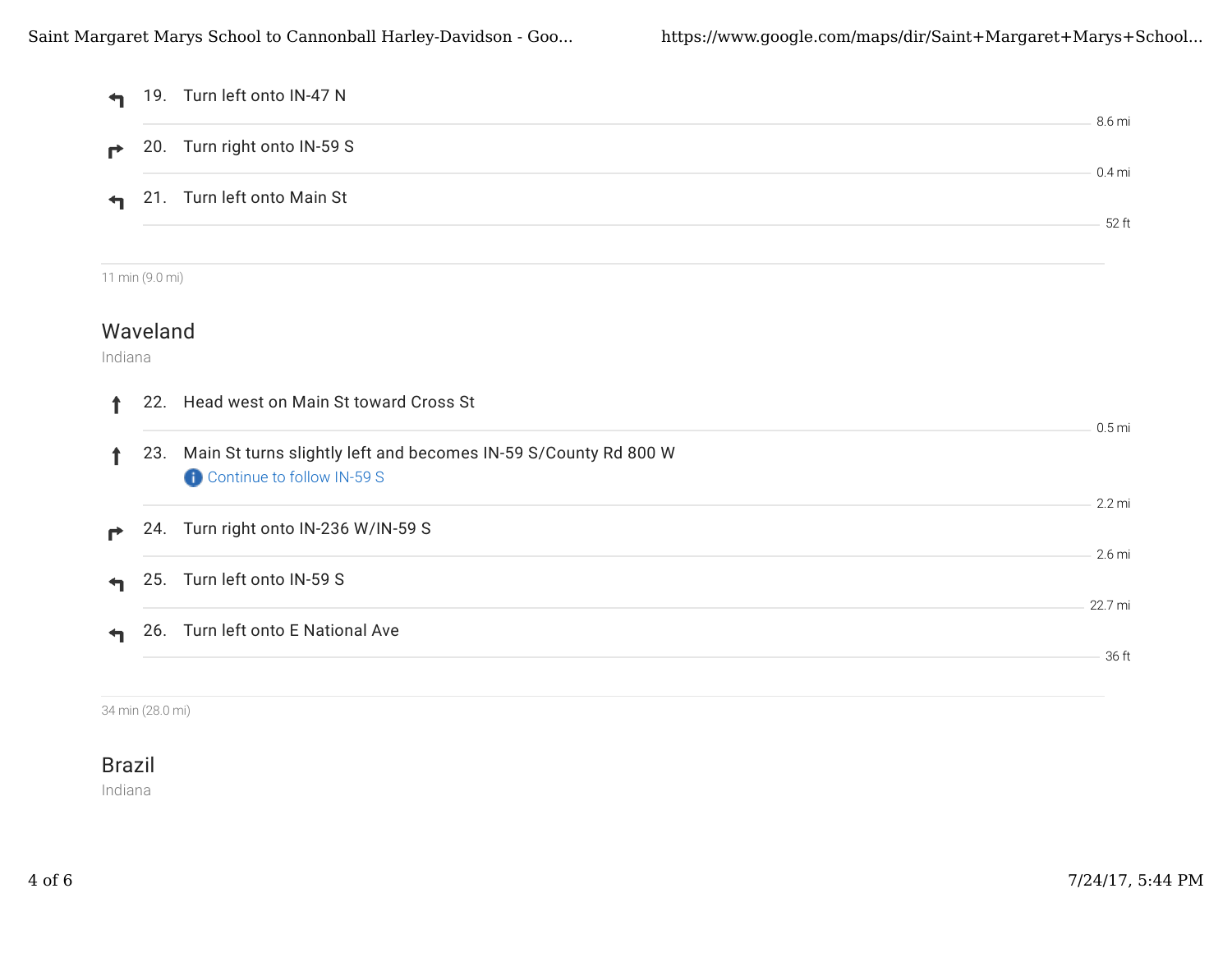19. Turn left onto IN-47 N

    8.6 mi

20. Turn right onto IN-59 S

    0.4 mi

21. Turn left onto Main St

    52 ft

11 min (9.0 mi)

## Waveland

Indiana

22. Head west on Main St toward Cross St

    0.5 mi

23. Main St turns slightly left and becomes IN-59 S/County Rd 800 W

    Continue to follow IN-59 S

    2.2 mi

24. Turn right onto IN-236 W/IN-59 S

    2.6 mi

25. Turn left onto IN-59 S

    22.7 mi

26. Turn left onto E National Ave

    36 ft

34 min (28.0 mi)

## Brazil

Indiana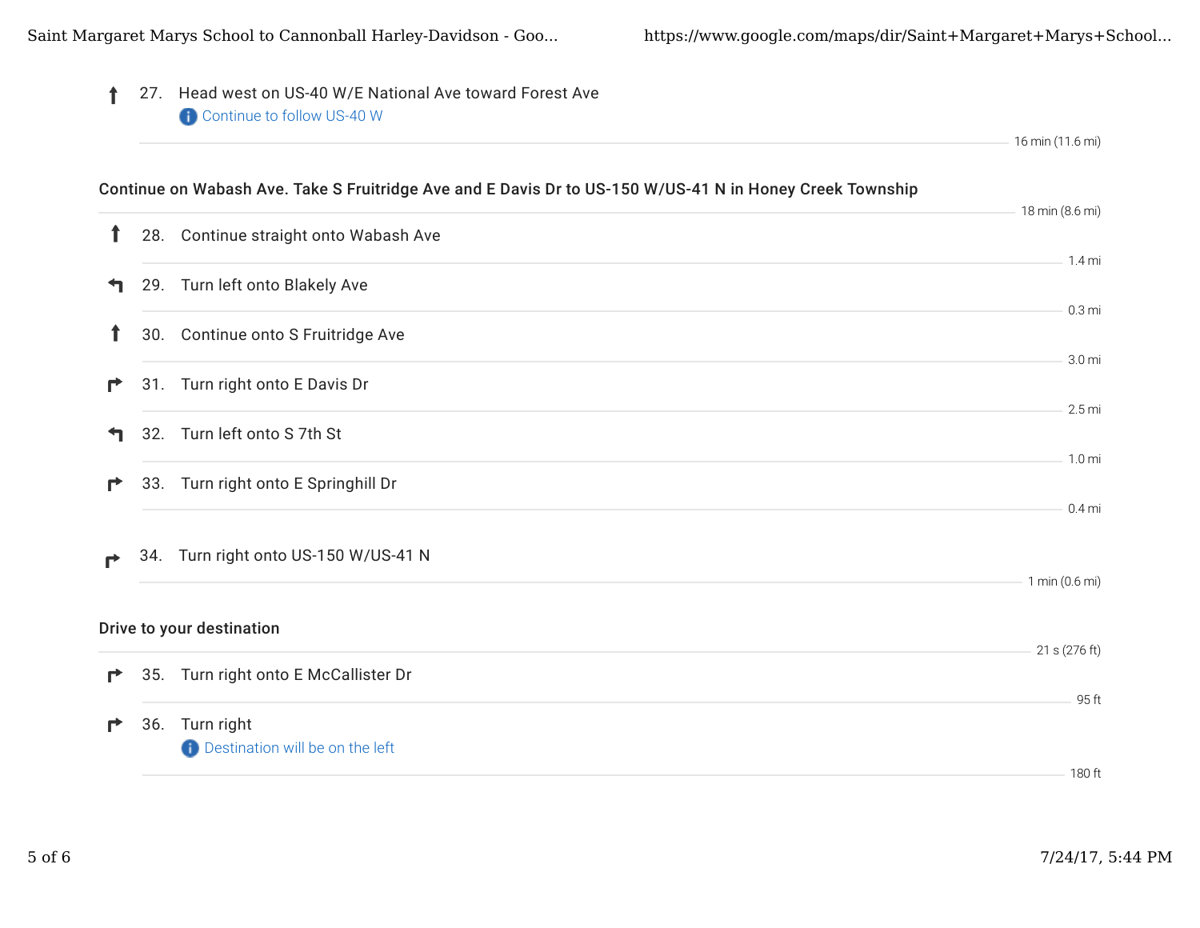27. Head west on US-40 W/E National Ave toward Forest Ave
    Continue to follow US-40 W

16 min (11.6 mi)

**Continue on Wabash Ave. Take S Fruitridge Ave and E Davis Dr to US-150 W/US-41 N in Honey Creek Township**

18 min (8.6 mi)

28. Continue straight onto Wabash Ave

1.4 mi

29. Turn left onto Blakely Ave

0.3 mi

30. Continue onto S Fruitridge Ave

3.0 mi

31. Turn right onto E Davis Dr

2.5 mi

32. Turn left onto S 7th St

1.0 mi

33. Turn right onto E Springhill Dr

0.4 mi

34. Turn right onto US-150 W/US-41 N

1 min (0.6 mi)

**Drive to your destination**

21 s (276 ft)

35. Turn right onto E McCallister Dr

95 ft

36. Turn right
    Destination will be on the left

180 ft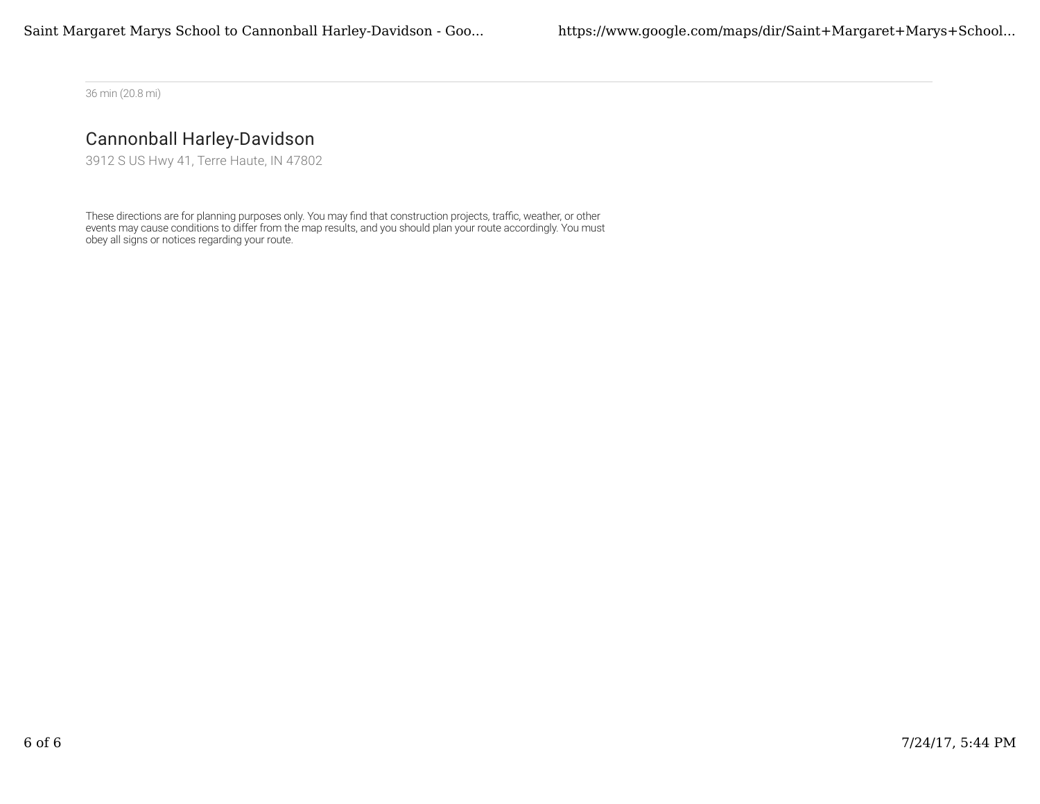36 min (20.8 mi)

## Cannonball Harley-Davidson

3912 S US Hwy 41, Terre Haute, IN 47802

These directions are for planning purposes only. You may find that construction projects, traffic, weather, or other events may cause conditions to differ from the map results, and you should plan your route accordingly. You must obey all signs or notices regarding your route.